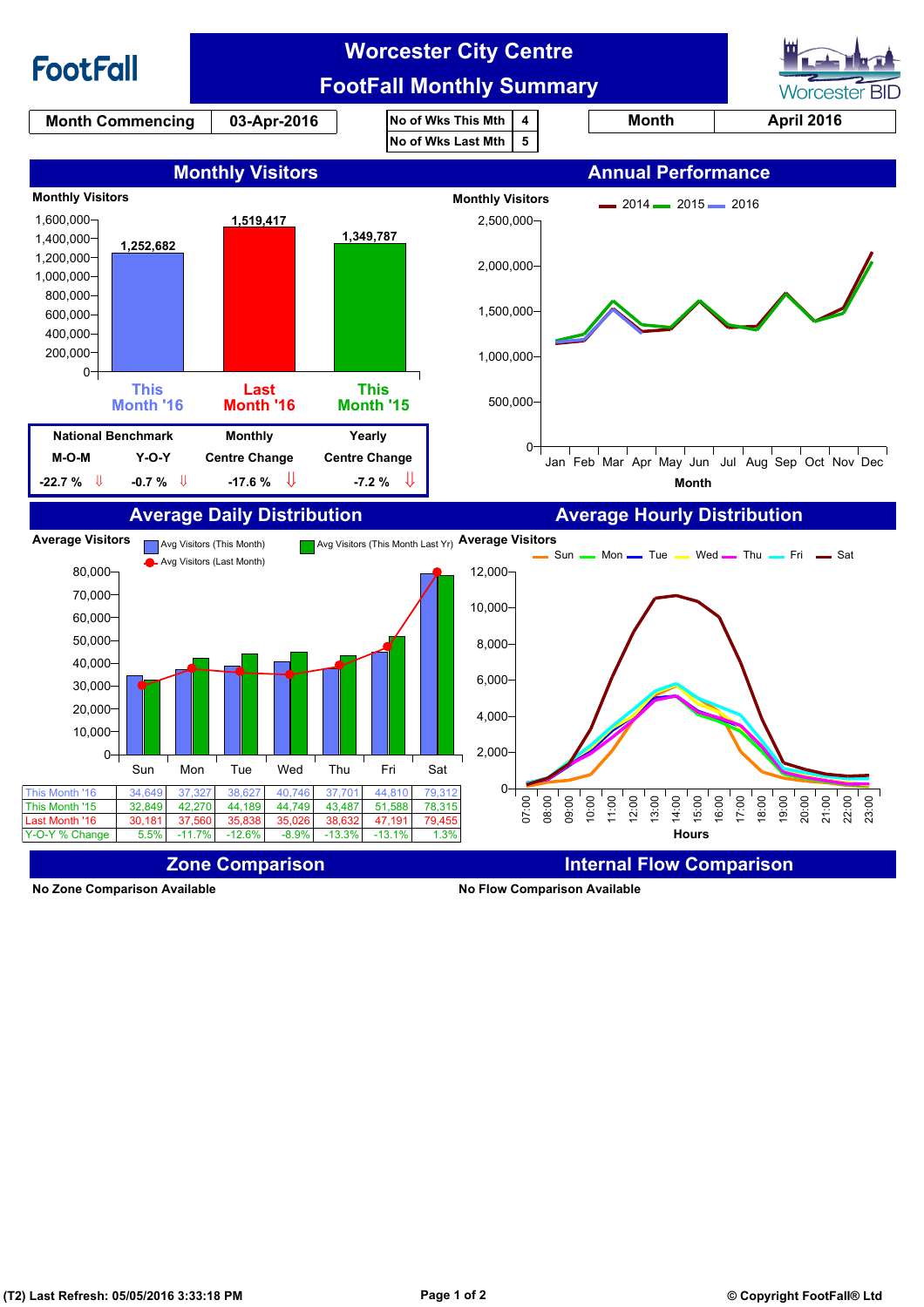# Worcester City Centre
## FootFall Monthly Summary

FootFall | Worcester BID

| Month Commencing | 03-Apr-2016 |
|---|---|

| No of Wks This Mth | 4 |
|---|---|
| No of Wks Last Mth | 5 |

| Month | April 2016 |
|---|---|

## Monthly Visitors

Monthly Visitors

| This Month '16 | Last Month '16 | This Month '15 |
|---|---|---|
| 1,252,682 | 1,519,417 | 1,349,787 |

| National Benchmark | | Monthly | Yearly |
|---|---|---|---|
| M-O-M | Y-O-Y | Centre Change | Centre Change |
| -22.7 % ⇓ | -0.7 % ⇓ | -17.6 % ⇓ | -7.2 % ⇓ |

## Annual Performance

Monthly Visitors — 2014, 2015, 2016 (Jan–Dec, Month)

## Average Daily Distribution

Average Visitors — Avg Visitors (This Month), Avg Visitors (This Month Last Yr), Avg Visitors (Last Month)

| | Sun | Mon | Tue | Wed | Thu | Fri | Sat |
|---|---|---|---|---|---|---|---|
| This Month '16 | 34,649 | 37,327 | 38,627 | 40,746 | 37,701 | 44,810 | 79,312 |
| This Month '15 | 32,849 | 42,270 | 44,189 | 44,749 | 43,487 | 51,588 | 78,315 |
| Last Month '16 | 30,181 | 37,560 | 35,838 | 35,026 | 38,632 | 47,191 | 79,455 |
| Y-O-Y % Change | 5.5% | -11.7% | -12.6% | -8.9% | -13.3% | -13.1% | 1.3% |

## Average Hourly Distribution

Average Visitors — Sun, Mon, Tue, Wed, Thu, Fri, Sat (Hours 07:00–23:00)

## Zone Comparison

No Zone Comparison Available

## Internal Flow Comparison

No Flow Comparison Available

(T2) Last Refresh: 05/05/2016 3:33:18 PM

© Copyright FootFall® Ltd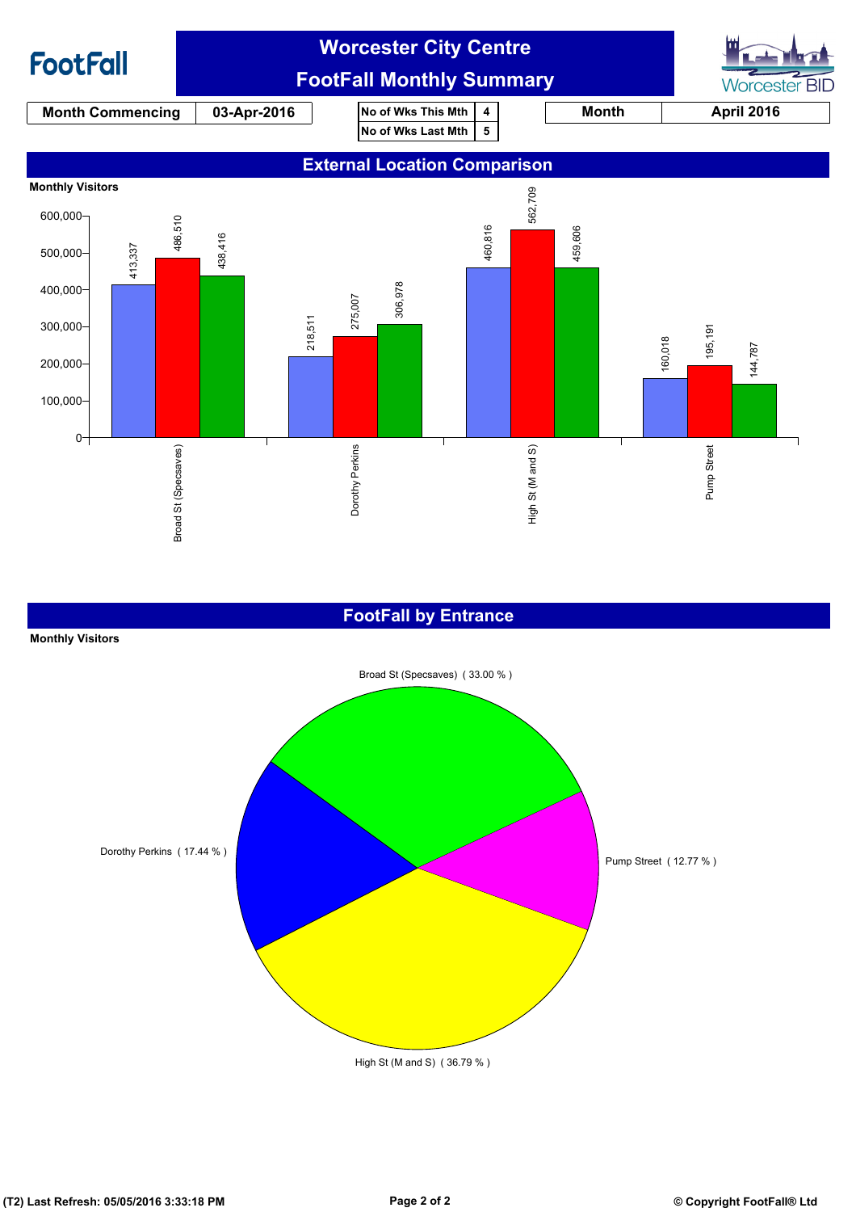# Worcester City Centre

## FootFall Monthly Summary

FootFall | Worcester BID

| Month Commencing | 03-Apr-2016 |
|---|---|

| No of Wks This Mth | 4 |
|---|---|
| No of Wks Last Mth | 5 |

| Month | April 2016 |
|---|---|

## External Location Comparison

**Monthly Visitors**

| Location | Blue | Red | Green |
|---|---|---|---|
| Broad St (Specsaves) | 413,337 | 486,510 | 438,416 |
| Dorothy Perkins | 218,511 | 275,007 | 306,978 |
| High St (M and S) | 460,816 | 562,709 | 459,606 |
| Pump Street | 160,018 | 195,191 | 144,787 |

## FootFall by Entrance

**Monthly Visitors**

| Entrance | Share |
|---|---|
| Broad St (Specsaves) | 33.00 % |
| Pump Street | 12.77 % |
| High St (M and S) | 36.79 % |
| Dorothy Perkins | 17.44 % |

(T2) Last Refresh: 05/05/2016 3:33:18 PM

© Copyright FootFall® Ltd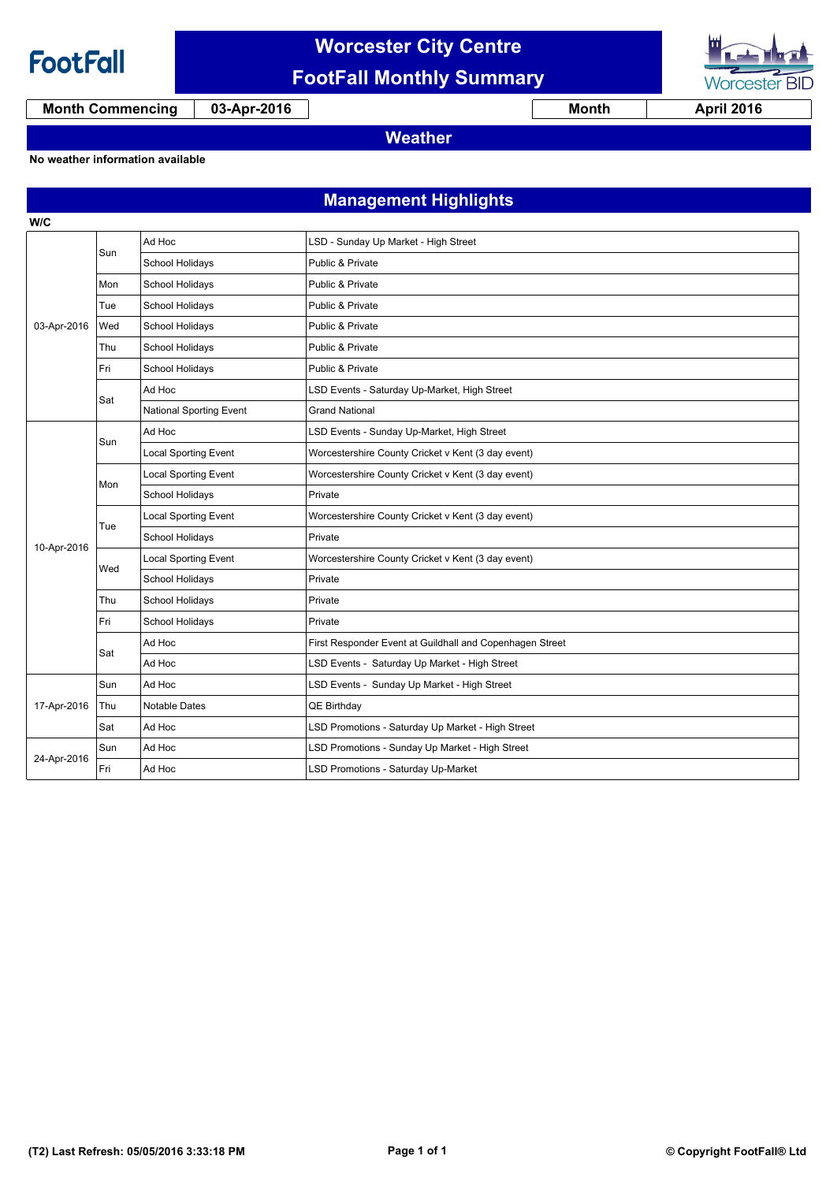# Worcester City Centre
## FootFall Monthly Summary

| Month Commencing | 03-Apr-2016 | Month | April 2016 |
|---|---|---|---|

## Weather

**No weather information available**

## Management Highlights

| W/C | | | |
|---|---|---|---|
| 03-Apr-2016 | Sun | Ad Hoc | LSD - Sunday Up Market - High Street |
| | | School Holidays | Public & Private |
| | Mon | School Holidays | Public & Private |
| | Tue | School Holidays | Public & Private |
| | Wed | School Holidays | Public & Private |
| | Thu | School Holidays | Public & Private |
| | Fri | School Holidays | Public & Private |
| | Sat | Ad Hoc | LSD Events - Saturday Up-Market, High Street |
| | | National Sporting Event | Grand National |
| 10-Apr-2016 | Sun | Ad Hoc | LSD Events - Sunday Up-Market, High Street |
| | | Local Sporting Event | Worcestershire County Cricket v Kent (3 day event) |
| | Mon | Local Sporting Event | Worcestershire County Cricket v Kent (3 day event) |
| | | School Holidays | Private |
| | Tue | Local Sporting Event | Worcestershire County Cricket v Kent (3 day event) |
| | | School Holidays | Private |
| | Wed | Local Sporting Event | Worcestershire County Cricket v Kent (3 day event) |
| | | School Holidays | Private |
| | Thu | School Holidays | Private |
| | Fri | School Holidays | Private |
| | Sat | Ad Hoc | First Responder Event at Guildhall and Copenhagen Street |
| | | Ad Hoc | LSD Events - Saturday Up Market - High Street |
| 17-Apr-2016 | Sun | Ad Hoc | LSD Events - Sunday Up Market - High Street |
| | Thu | Notable Dates | QE Birthday |
| | Sat | Ad Hoc | LSD Promotions - Saturday Up Market - High Street |
| 24-Apr-2016 | Sun | Ad Hoc | LSD Promotions - Sunday Up Market - High Street |
| | Fri | Ad Hoc | LSD Promotions - Saturday Up-Market |

(T2) Last Refresh: 05/05/2016 3:33:18 PM

© Copyright FootFall® Ltd